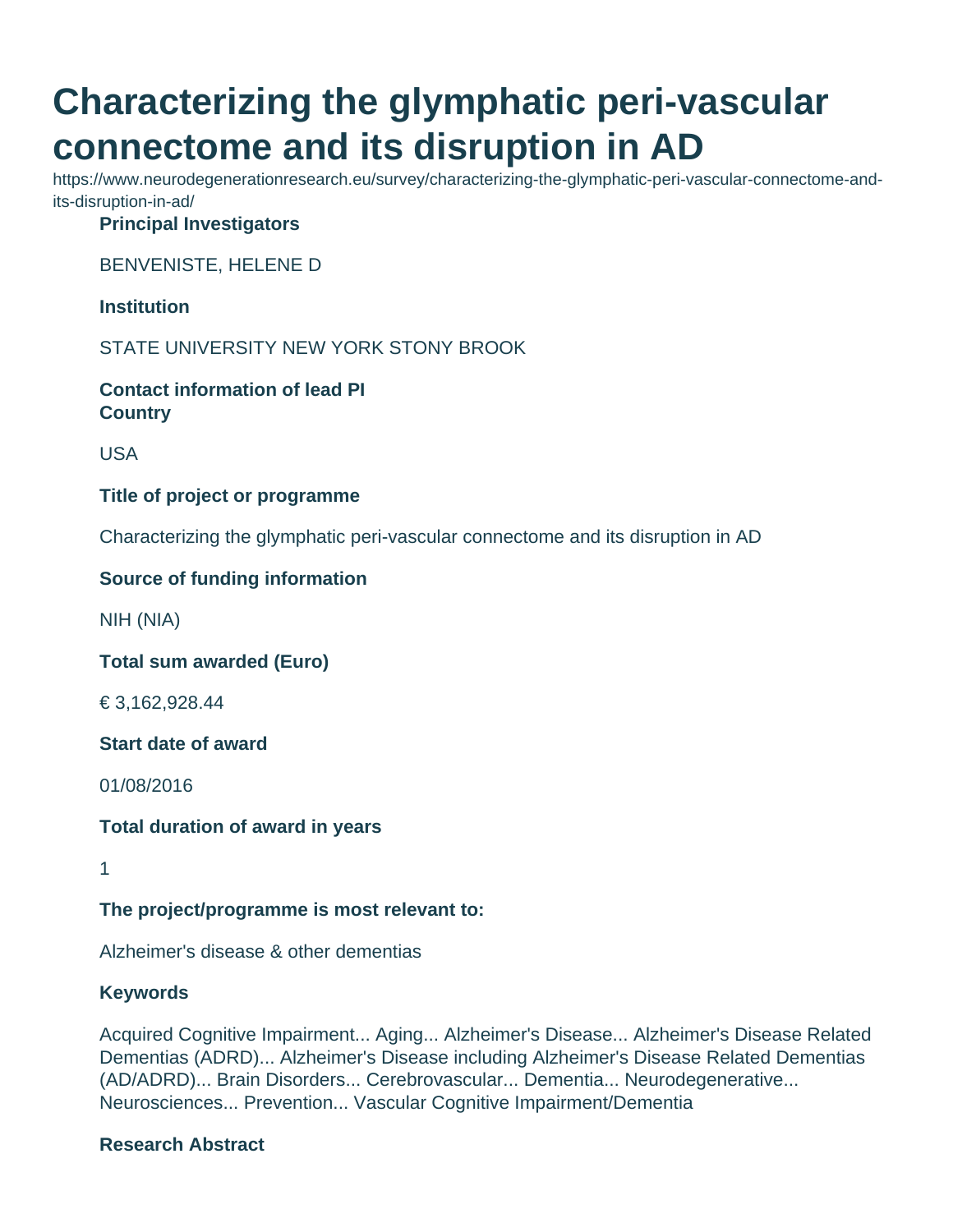# Characterizing the glymphatic peri-vascular connectome and its disruption in AD

https://www.neurodegenerationresearch.eu/survey/characterizing-the-glymphatic-peri-vascular-connectome-and-its-disruption-in-ad/

**Principal Investigators**

BENVENISTE, HELENE D

**Institution**

STATE UNIVERSITY NEW YORK STONY BROOK

**Contact information of lead PI**

**Country**

USA

**Title of project or programme**

Characterizing the glymphatic peri-vascular connectome and its disruption in AD

**Source of funding information**

NIH (NIA)

**Total sum awarded (Euro)**

€ 3,162,928.44

**Start date of award**

01/08/2016

**Total duration of award in years**

1

**The project/programme is most relevant to:**

Alzheimer's disease & other dementias

**Keywords**

Acquired Cognitive Impairment... Aging... Alzheimer's Disease... Alzheimer's Disease Related Dementias (ADRD)... Alzheimer's Disease including Alzheimer's Disease Related Dementias (AD/ADRD)... Brain Disorders... Cerebrovascular... Dementia... Neurodegenerative... Neurosciences... Prevention... Vascular Cognitive Impairment/Dementia

**Research Abstract**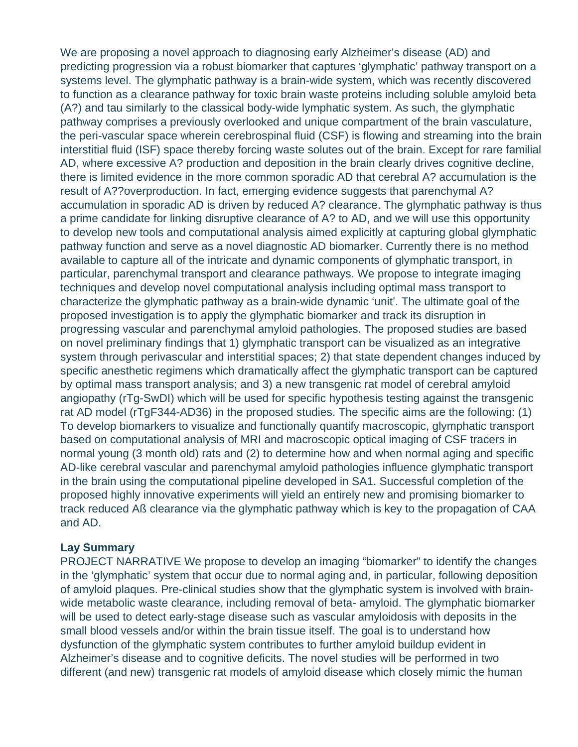We are proposing a novel approach to diagnosing early Alzheimer's disease (AD) and predicting progression via a robust biomarker that captures 'glymphatic' pathway transport on a systems level. The glymphatic pathway is a brain-wide system, which was recently discovered to function as a clearance pathway for toxic brain waste proteins including soluble amyloid beta (A?) and tau similarly to the classical body-wide lymphatic system. As such, the glymphatic pathway comprises a previously overlooked and unique compartment of the brain vasculature, the peri-vascular space wherein cerebrospinal fluid (CSF) is flowing and streaming into the brain interstitial fluid (ISF) space thereby forcing waste solutes out of the brain. Except for rare familial AD, where excessive A? production and deposition in the brain clearly drives cognitive decline, there is limited evidence in the more common sporadic AD that cerebral A? accumulation is the result of A??overproduction. In fact, emerging evidence suggests that parenchymal A? accumulation in sporadic AD is driven by reduced A? clearance. The glymphatic pathway is thus a prime candidate for linking disruptive clearance of A? to AD, and we will use this opportunity to develop new tools and computational analysis aimed explicitly at capturing global glymphatic pathway function and serve as a novel diagnostic AD biomarker. Currently there is no method available to capture all of the intricate and dynamic components of glymphatic transport, in particular, parenchymal transport and clearance pathways. We propose to integrate imaging techniques and develop novel computational analysis including optimal mass transport to characterize the glymphatic pathway as a brain-wide dynamic 'unit'. The ultimate goal of the proposed investigation is to apply the glymphatic biomarker and track its disruption in progressing vascular and parenchymal amyloid pathologies. The proposed studies are based on novel preliminary findings that 1) glymphatic transport can be visualized as an integrative system through perivascular and interstitial spaces; 2) that state dependent changes induced by specific anesthetic regimens which dramatically affect the glymphatic transport can be captured by optimal mass transport analysis; and 3) a new transgenic rat model of cerebral amyloid angiopathy (rTg-SwDI) which will be used for specific hypothesis testing against the transgenic rat AD model (rTgF344-AD36) in the proposed studies. The specific aims are the following: (1) To develop biomarkers to visualize and functionally quantify macroscopic, glymphatic transport based on computational analysis of MRI and macroscopic optical imaging of CSF tracers in normal young (3 month old) rats and (2) to determine how and when normal aging and specific AD-like cerebral vascular and parenchymal amyloid pathologies influence glymphatic transport in the brain using the computational pipeline developed in SA1. Successful completion of the proposed highly innovative experiments will yield an entirely new and promising biomarker to track reduced Aß clearance via the glymphatic pathway which is key to the propagation of CAA and AD.

**Lay Summary**

PROJECT NARRATIVE We propose to develop an imaging "biomarker" to identify the changes in the 'glymphatic' system that occur due to normal aging and, in particular, following deposition of amyloid plaques. Pre-clinical studies show that the glymphatic system is involved with brain-wide metabolic waste clearance, including removal of beta- amyloid. The glymphatic biomarker will be used to detect early-stage disease such as vascular amyloidosis with deposits in the small blood vessels and/or within the brain tissue itself. The goal is to understand how dysfunction of the glymphatic system contributes to further amyloid buildup evident in Alzheimer's disease and to cognitive deficits. The novel studies will be performed in two different (and new) transgenic rat models of amyloid disease which closely mimic the human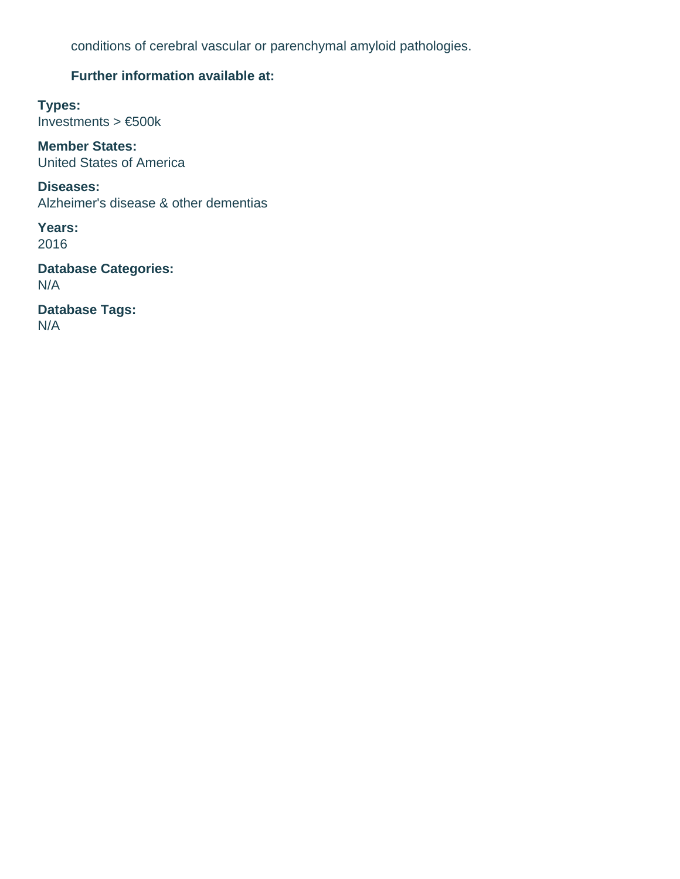conditions of cerebral vascular or parenchymal amyloid pathologies.

**Further information available at:**

**Types:**
Investments > €500k

**Member States:**
United States of America

**Diseases:**
Alzheimer's disease & other dementias

**Years:**
2016

**Database Categories:**
N/A

**Database Tags:**
N/A